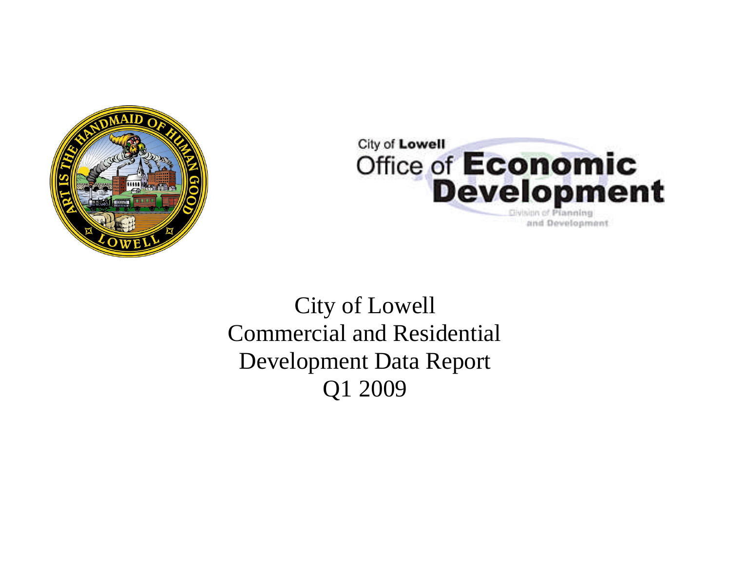City of Lowell
Office of **Economic Development**
Division of Planning and Development

# City of Lowell
# Commercial and Residential Development Data Report
# Q1 2009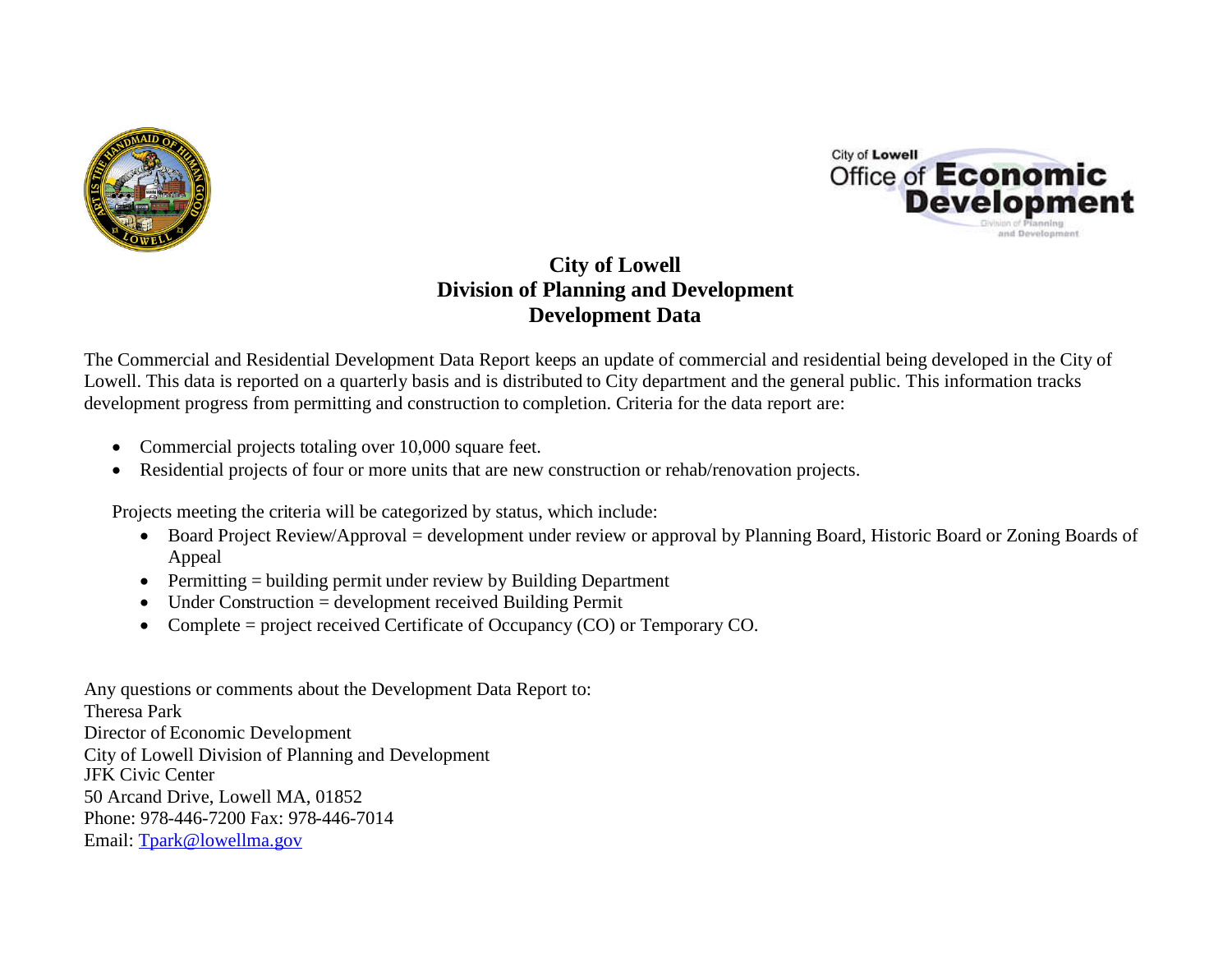# City of Lowell
# Division of Planning and Development
# Development Data

The Commercial and Residential Development Data Report keeps an update of commercial and residential being developed in the City of Lowell. This data is reported on a quarterly basis and is distributed to City department and the general public. This information tracks development progress from permitting and construction to completion. Criteria for the data report are:

- Commercial projects totaling over 10,000 square feet.
- Residential projects of four or more units that are new construction or rehab/renovation projects.

Projects meeting the criteria will be categorized by status, which include:

- Board Project Review/Approval = development under review or approval by Planning Board, Historic Board or Zoning Boards of Appeal
- Permitting = building permit under review by Building Department
- Under Construction = development received Building Permit
- Complete = project received Certificate of Occupancy (CO) or Temporary CO.

Any questions or comments about the Development Data Report to:
Theresa Park
Director of Economic Development
City of Lowell Division of Planning and Development
JFK Civic Center
50 Arcand Drive, Lowell MA, 01852
Phone: 978-446-7200 Fax: 978-446-7014
Email: Tpark@lowellma.gov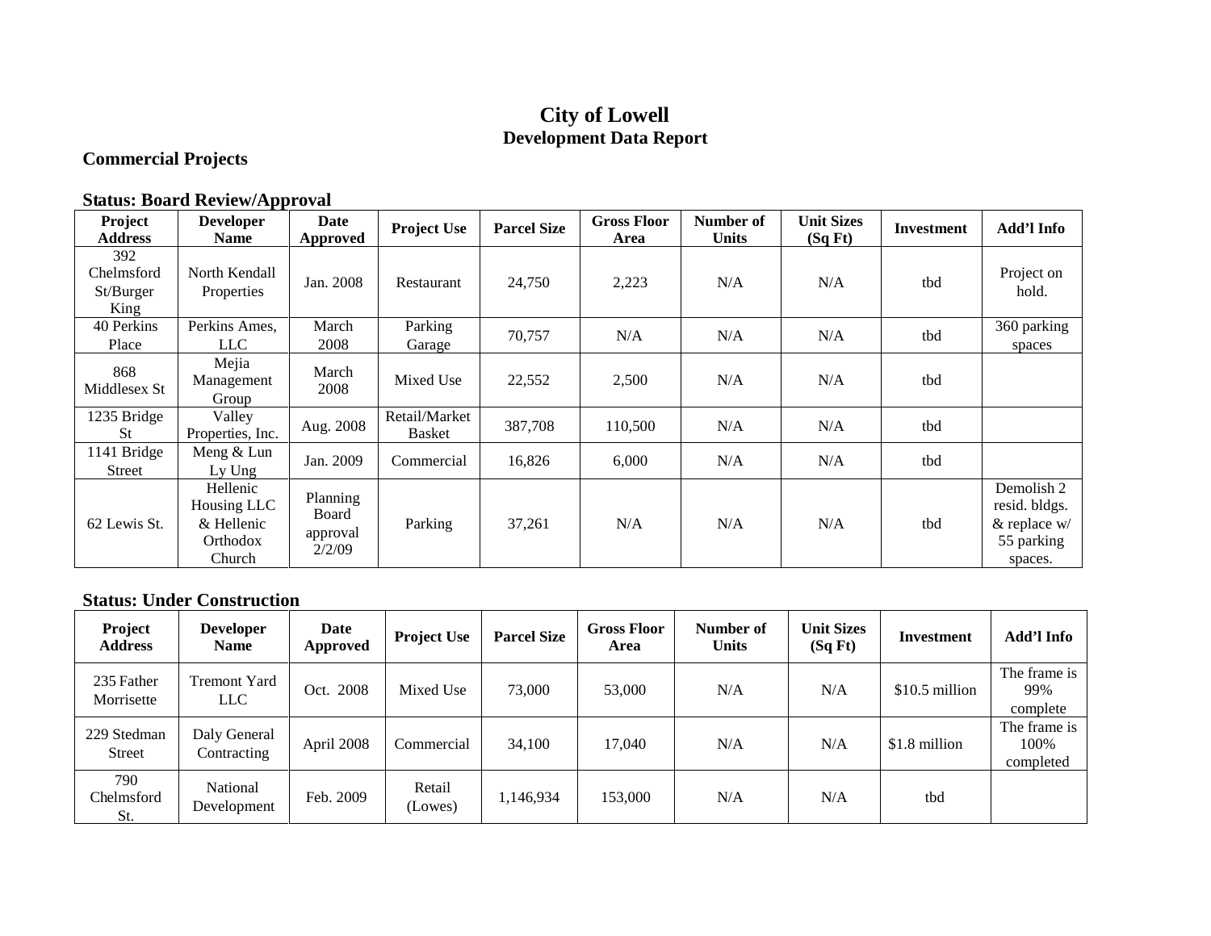# City of Lowell
## Development Data Report

### Commercial Projects

**Status: Board Review/Approval**

| Project Address | Developer Name | Date Approved | Project Use | Parcel Size | Gross Floor Area | Number of Units | Unit Sizes (Sq Ft) | Investment | Add'l Info |
|---|---|---|---|---|---|---|---|---|---|
| 392 Chelmsford St/Burger King | North Kendall Properties | Jan. 2008 | Restaurant | 24,750 | 2,223 | N/A | N/A | tbd | Project on hold. |
| 40 Perkins Place | Perkins Ames, LLC | March 2008 | Parking Garage | 70,757 | N/A | N/A | N/A | tbd | 360 parking spaces |
| 868 Middlesex St | Mejia Management Group | March 2008 | Mixed Use | 22,552 | 2,500 | N/A | N/A | tbd | |
| 1235 Bridge St | Valley Properties, Inc. | Aug. 2008 | Retail/Market Basket | 387,708 | 110,500 | N/A | N/A | tbd | |
| 1141 Bridge Street | Meng & Lun Ly Ung | Jan. 2009 | Commercial | 16,826 | 6,000 | N/A | N/A | tbd | |
| 62 Lewis St. | Hellenic Housing LLC & Hellenic Orthodox Church | Planning Board approval 2/2/09 | Parking | 37,261 | N/A | N/A | N/A | tbd | Demolish 2 resid. bldgs. & replace w/ 55 parking spaces. |

**Status: Under Construction**

| Project Address | Developer Name | Date Approved | Project Use | Parcel Size | Gross Floor Area | Number of Units | Unit Sizes (Sq Ft) | Investment | Add'l Info |
|---|---|---|---|---|---|---|---|---|---|
| 235 Father Morrisette | Tremont Yard LLC | Oct. 2008 | Mixed Use | 73,000 | 53,000 | N/A | N/A | $10.5 million | The frame is 99% complete |
| 229 Stedman Street | Daly General Contracting | April 2008 | Commercial | 34,100 | 17,040 | N/A | N/A | $1.8 million | The frame is 100% completed |
| 790 Chelmsford St. | National Development | Feb. 2009 | Retail (Lowes) | 1,146,934 | 153,000 | N/A | N/A | tbd | |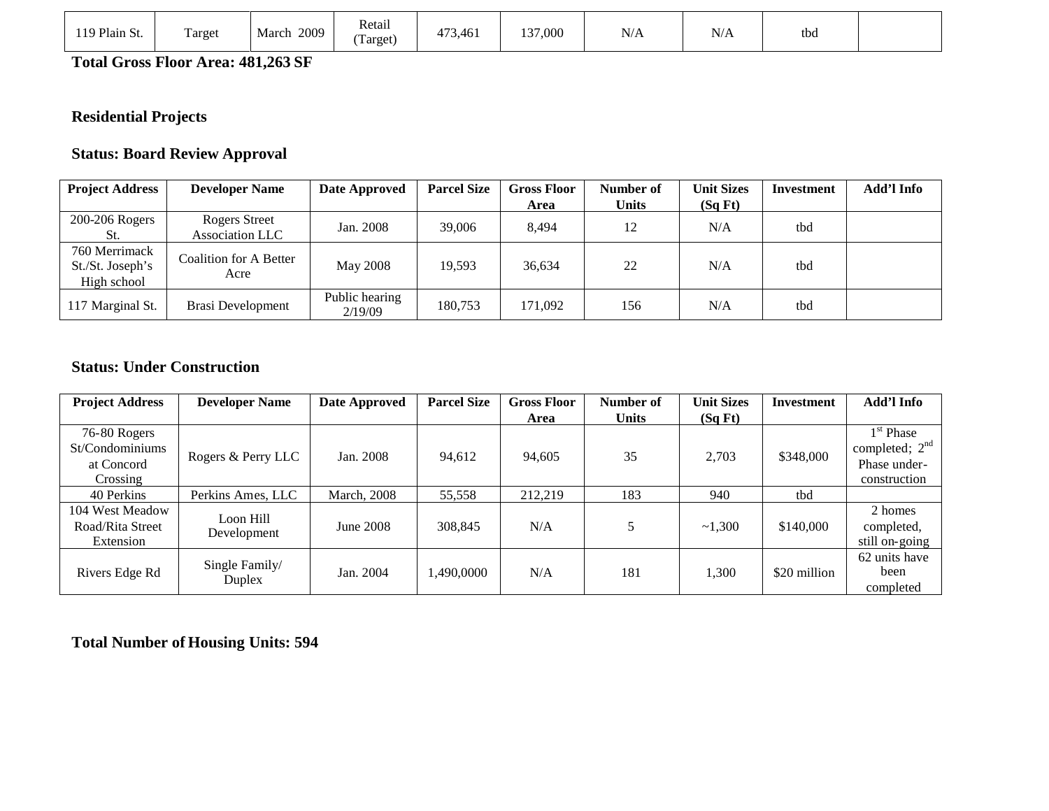| 119 Plain St. | Target | March 2009 | Retail (Target) | 473,461 | 137,000 | N/A | N/A | tbd | |
|---|---|---|---|---|---|---|---|---|---|

**Total Gross Floor Area: 481,263 SF**

## Residential Projects

### Status: Board Review Approval

| Project Address | Developer Name | Date Approved | Parcel Size | Gross Floor Area | Number of Units | Unit Sizes (Sq Ft) | Investment | Add'l Info |
|---|---|---|---|---|---|---|---|---|
| 200-206 Rogers St. | Rogers Street Association LLC | Jan. 2008 | 39,006 | 8,494 | 12 | N/A | tbd | |
| 760 Merrimack St./St. Joseph's High school | Coalition for A Better Acre | May 2008 | 19,593 | 36,634 | 22 | N/A | tbd | |
| 117 Marginal St. | Brasi Development | Public hearing 2/19/09 | 180,753 | 171,092 | 156 | N/A | tbd | |

### Status: Under Construction

| Project Address | Developer Name | Date Approved | Parcel Size | Gross Floor Area | Number of Units | Unit Sizes (Sq Ft) | Investment | Add'l Info |
|---|---|---|---|---|---|---|---|---|
| 76-80 Rogers St/Condominiums at Concord Crossing | Rogers & Perry LLC | Jan. 2008 | 94,612 | 94,605 | 35 | 2,703 | $348,000 | 1st Phase completed; 2nd Phase under-construction |
| 40 Perkins | Perkins Ames, LLC | March, 2008 | 55,558 | 212,219 | 183 | 940 | tbd | |
| 104 West Meadow Road/Rita Street Extension | Loon Hill Development | June 2008 | 308,845 | N/A | 5 | ~1,300 | $140,000 | 2 homes completed, still on-going |
| Rivers Edge Rd | Single Family/ Duplex | Jan. 2004 | 1,490,0000 | N/A | 181 | 1,300 | $20 million | 62 units have been completed |

**Total Number of Housing Units: 594**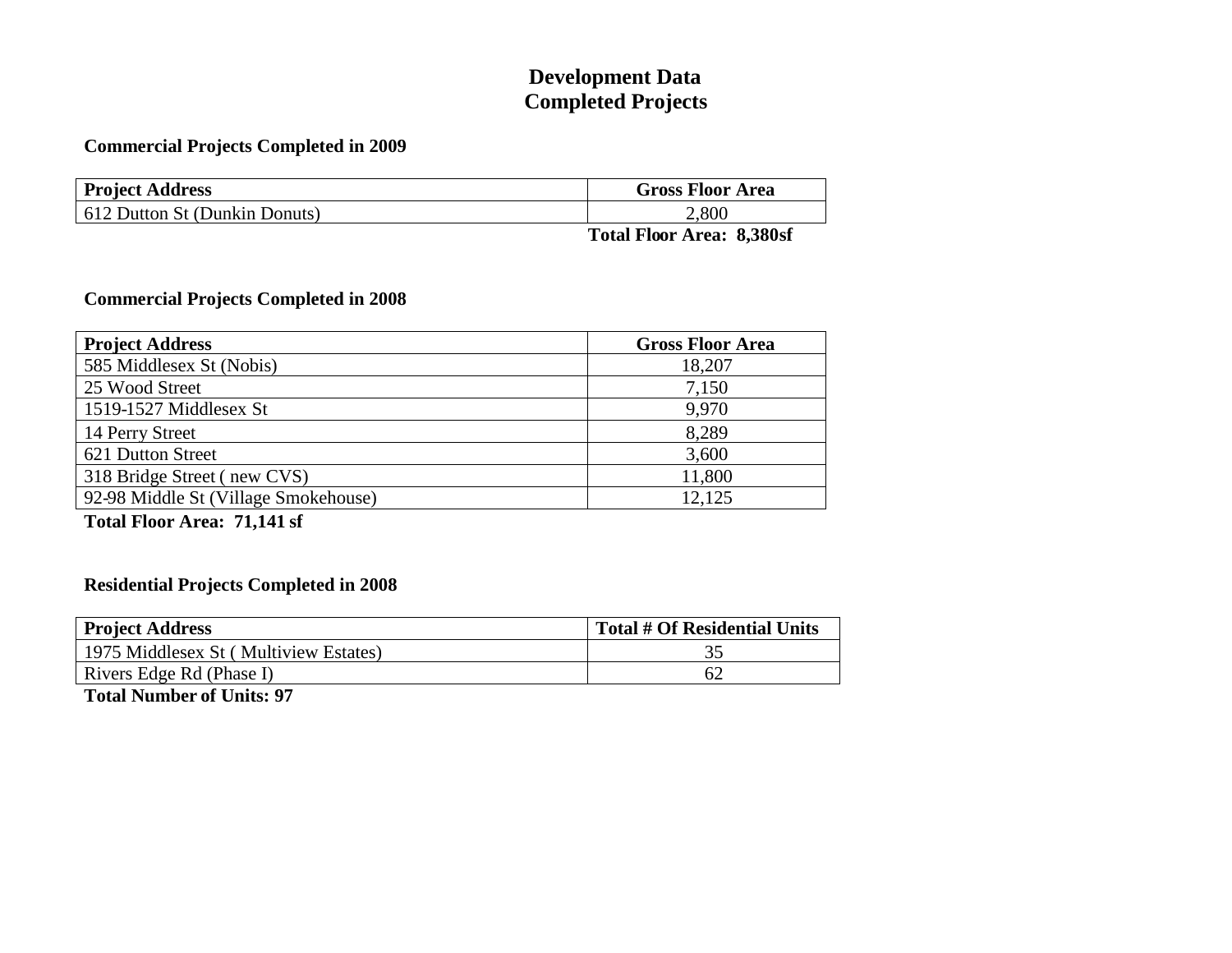# Development Data
# Completed Projects

### Commercial Projects Completed in 2009

| Project Address | Gross Floor Area |
|---|---|
| 612 Dutton St (Dunkin Donuts) | 2,800 |

**Total Floor Area: 8,380sf**

### Commercial Projects Completed in 2008

| Project Address | Gross Floor Area |
|---|---|
| 585 Middlesex St (Nobis) | 18,207 |
| 25 Wood Street | 7,150 |
| 1519-1527 Middlesex St | 9,970 |
| 14 Perry Street | 8,289 |
| 621 Dutton Street | 3,600 |
| 318 Bridge Street ( new CVS) | 11,800 |
| 92-98 Middle St (Village Smokehouse) | 12,125 |

**Total Floor Area: 71,141 sf**

### Residential Projects Completed in 2008

| Project Address | Total # Of Residential Units |
|---|---|
| 1975 Middlesex St ( Multiview Estates) | 35 |
| Rivers Edge Rd (Phase I) | 62 |

**Total Number of Units: 97**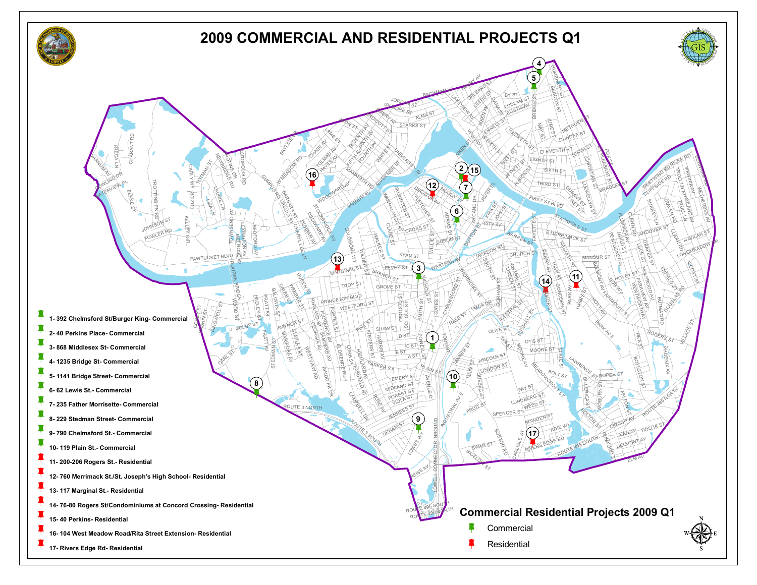# 2009 COMMERCIAL AND RESIDENTIAL PROJECTS Q1

1- 392 Chelmsford St/Burger King- Commercial

2- 40 Perkins Place- Commercial

3- 868 Middlesex St- Commercial

4- 1235 Bridge St- Commercial

5- 1141 Bridge Street- Commercial

6- 62 Lewis St.- Commercial

7- 235 Father Morrisette- Commercial

8- 229 Stedman Street- Commercial

9- 790 Chelmsford St.- Commercial

10- 119 Plain St.- Commercial

11- 200-206 Rogers St.- Residential

12- 760 Merrimack St./St. Joseph's High School- Residential

13- 117 Marginal St.- Residential

14- 76-80 Rogers St/Condominiums at Concord Crossing- Residential

15- 40 Perkins- Residential

16- 104 West Meadow Road/Rita Street Extension- Residential

17- Rivers Edge Rd- Residential

## Commercial Residential Projects 2009 Q1

Commercial

Residential